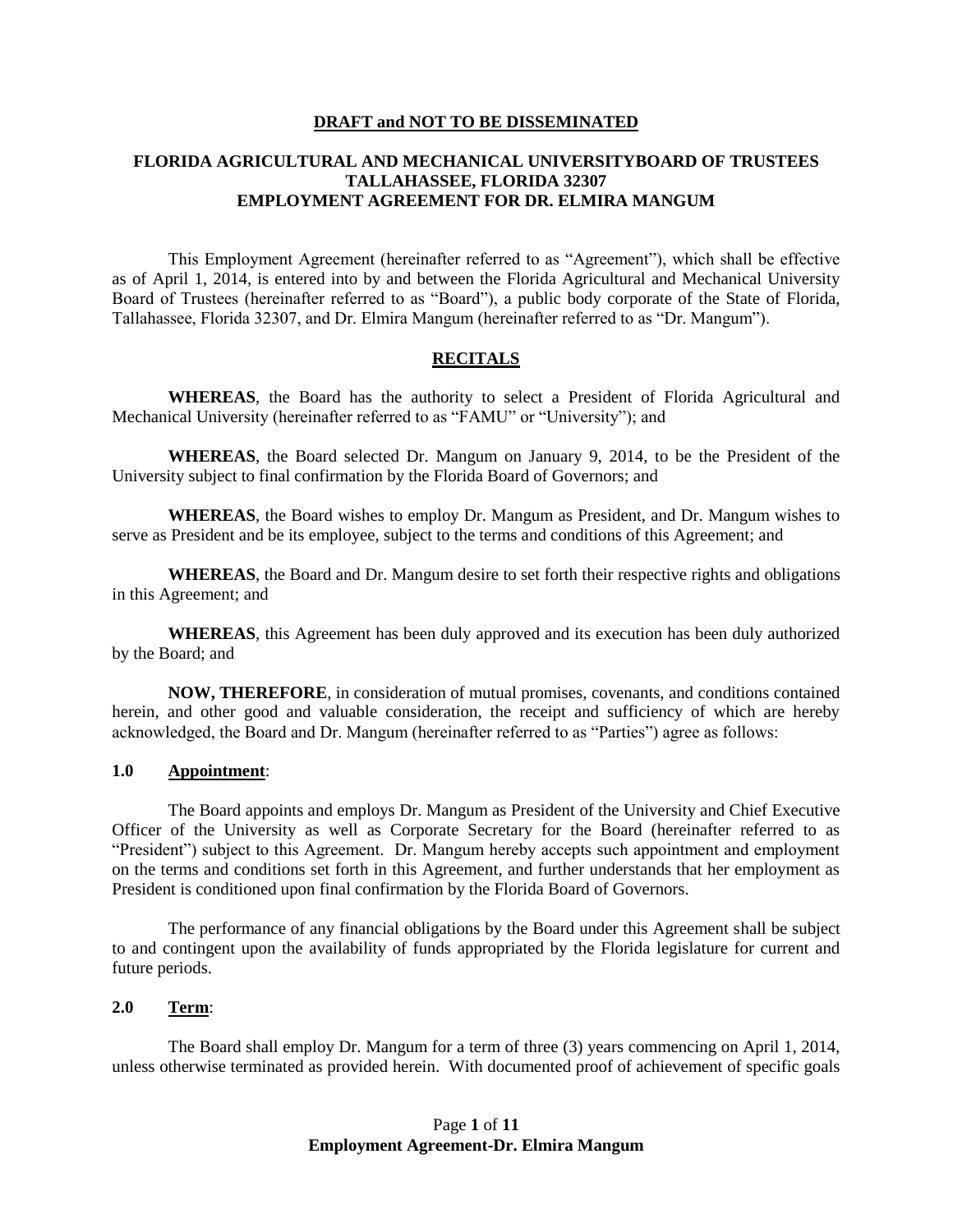**DRAFT and NOT TO BE DISSEMINATED**

**FLORIDA AGRICULTURAL AND MECHANICAL UNIVERSITYBOARD OF TRUSTEES**
**TALLAHASSEE, FLORIDA 32307**
**EMPLOYMENT AGREEMENT FOR DR. ELMIRA MANGUM**

This Employment Agreement (hereinafter referred to as "Agreement"), which shall be effective as of April 1, 2014, is entered into by and between the Florida Agricultural and Mechanical University Board of Trustees (hereinafter referred to as "Board"), a public body corporate of the State of Florida, Tallahassee, Florida 32307, and Dr. Elmira Mangum (hereinafter referred to as "Dr. Mangum").

## RECITALS

**WHEREAS**, the Board has the authority to select a President of Florida Agricultural and Mechanical University (hereinafter referred to as "FAMU" or "University"); and

**WHEREAS**, the Board selected Dr. Mangum on January 9, 2014, to be the President of the University subject to final confirmation by the Florida Board of Governors; and

**WHEREAS**, the Board wishes to employ Dr. Mangum as President, and Dr. Mangum wishes to serve as President and be its employee, subject to the terms and conditions of this Agreement; and

**WHEREAS**, the Board and Dr. Mangum desire to set forth their respective rights and obligations in this Agreement; and

**WHEREAS**, this Agreement has been duly approved and its execution has been duly authorized by the Board; and

**NOW, THEREFORE**, in consideration of mutual promises, covenants, and conditions contained herein, and other good and valuable consideration, the receipt and sufficiency of which are hereby acknowledged, the Board and Dr. Mangum (hereinafter referred to as "Parties") agree as follows:

### 1.0 Appointment:

The Board appoints and employs Dr. Mangum as President of the University and Chief Executive Officer of the University as well as Corporate Secretary for the Board (hereinafter referred to as "President") subject to this Agreement. Dr. Mangum hereby accepts such appointment and employment on the terms and conditions set forth in this Agreement, and further understands that her employment as President is conditioned upon final confirmation by the Florida Board of Governors.

The performance of any financial obligations by the Board under this Agreement shall be subject to and contingent upon the availability of funds appropriated by the Florida legislature for current and future periods.

### 2.0 Term:

The Board shall employ Dr. Mangum for a term of three (3) years commencing on April 1, 2014, unless otherwise terminated as provided herein. With documented proof of achievement of specific goals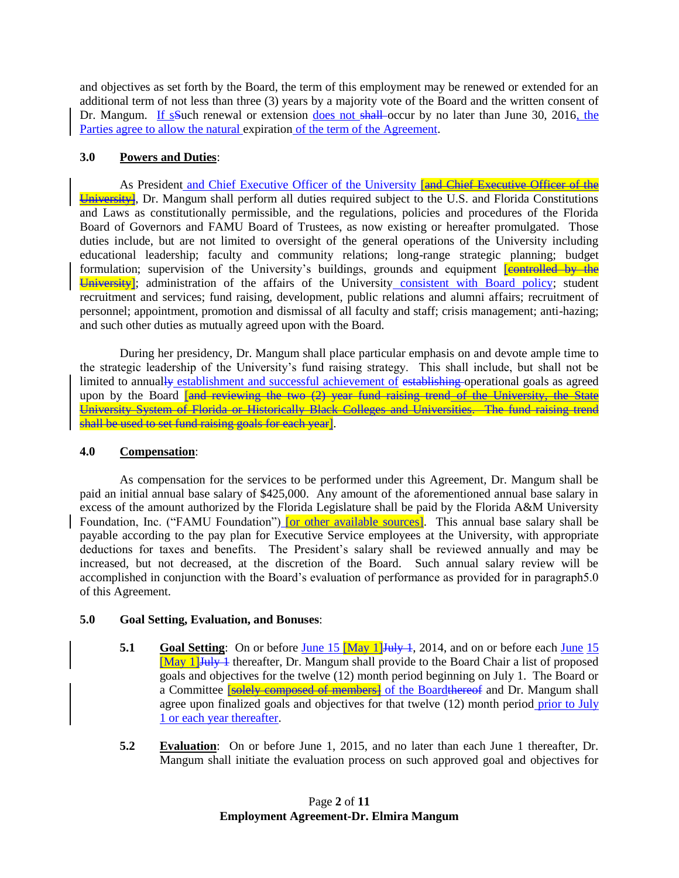and objectives as set forth by the Board, the term of this employment may be renewed or extended for an additional term of not less than three (3) years by a majority vote of the Board and the written consent of Dr. Mangum. If s~~S~~uch renewal or extension does not ~~shall~~ occur by no later than June 30, 2016, the Parties agree to allow the natural expiration of the term of the Agreement.

**3.0 Powers and Duties**:

As President and Chief Executive Officer of the University [~~and Chief Executive Officer of the University~~], Dr. Mangum shall perform all duties required subject to the U.S. and Florida Constitutions and Laws as constitutionally permissible, and the regulations, policies and procedures of the Florida Board of Governors and FAMU Board of Trustees, as now existing or hereafter promulgated. Those duties include, but are not limited to oversight of the general operations of the University including educational leadership; faculty and community relations; long-range strategic planning; budget formulation; supervision of the University's buildings, grounds and equipment [~~controlled by the University~~]; administration of the affairs of the University consistent with Board policy; student recruitment and services; fund raising, development, public relations and alumni affairs; recruitment of personnel; appointment, promotion and dismissal of all faculty and staff; crisis management; anti-hazing; and such other duties as mutually agreed upon with the Board.

During her presidency, Dr. Mangum shall place particular emphasis on and devote ample time to the strategic leadership of the University's fund raising strategy. This shall include, but shall not be limited to annual~~ly~~ establishment and successful achievement of ~~establishing~~ operational goals as agreed upon by the Board [~~and reviewing the two (2) year fund raising trend of the University, the State University System of Florida or Historically Black Colleges and Universities. The fund raising trend shall be used to set fund raising goals for each year~~].

**4.0 Compensation**:

As compensation for the services to be performed under this Agreement, Dr. Mangum shall be paid an initial annual base salary of $425,000. Any amount of the aforementioned annual base salary in excess of the amount authorized by the Florida Legislature shall be paid by the Florida A&M University Foundation, Inc. ("FAMU Foundation") [or other available sources]. This annual base salary shall be payable according to the pay plan for Executive Service employees at the University, with appropriate deductions for taxes and benefits. The President's salary shall be reviewed annually and may be increased, but not decreased, at the discretion of the Board. Such annual salary review will be accomplished in conjunction with the Board's evaluation of performance as provided for in paragraph5.0 of this Agreement.

**5.0 Goal Setting, Evaluation, and Bonuses**:

- **5.1** **Goal Setting**: On or before June 15 [May 1]~~July 1~~, 2014, and on or before each June 15 [May 1]~~July 1~~ thereafter, Dr. Mangum shall provide to the Board Chair a list of proposed goals and objectives for the twelve (12) month period beginning on July 1. The Board or a Committee [~~solely composed of members~~] of the Board~~thereof~~ and Dr. Mangum shall agree upon finalized goals and objectives for that twelve (12) month period prior to July 1 or each year thereafter.

- **5.2** **Evaluation**: On or before June 1, 2015, and no later than each June 1 thereafter, Dr. Mangum shall initiate the evaluation process on such approved goal and objectives for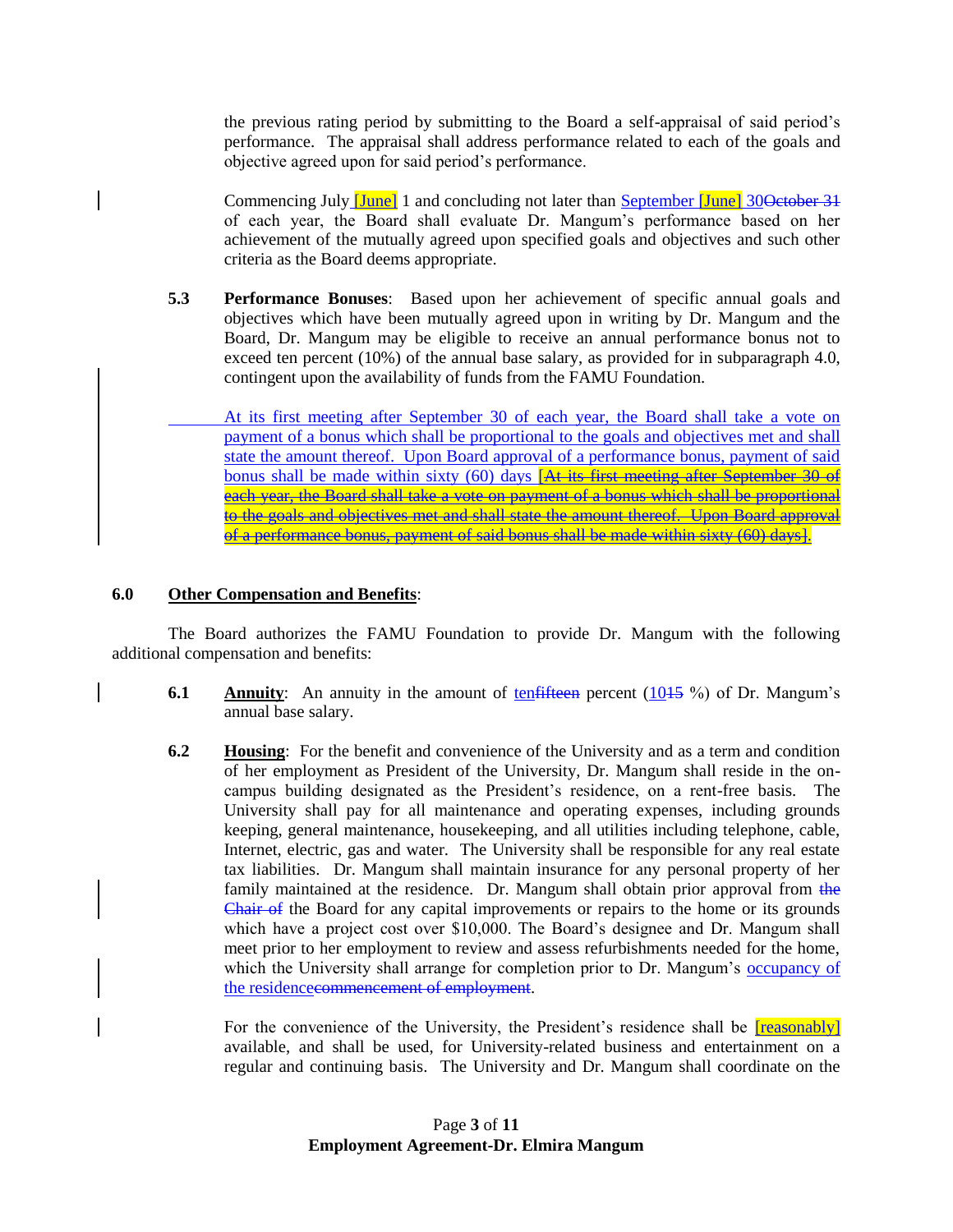the previous rating period by submitting to the Board a self-appraisal of said period's performance. The appraisal shall address performance related to each of the goals and objective agreed upon for said period's performance.

Commencing July [June] 1 and concluding not later than September [June] 30~~October 31~~ of each year, the Board shall evaluate Dr. Mangum's performance based on her achievement of the mutually agreed upon specified goals and objectives and such other criteria as the Board deems appropriate.

**5.3** **Performance Bonuses**: Based upon her achievement of specific annual goals and objectives which have been mutually agreed upon in writing by Dr. Mangum and the Board, Dr. Mangum may be eligible to receive an annual performance bonus not to exceed ten percent (10%) of the annual base salary, as provided for in subparagraph 4.0, contingent upon the availability of funds from the FAMU Foundation.

At its first meeting after September 30 of each year, the Board shall take a vote on payment of a bonus which shall be proportional to the goals and objectives met and shall state the amount thereof. Upon Board approval of a performance bonus, payment of said bonus shall be made within sixty (60) days [~~At its first meeting after September 30 of each year, the Board shall take a vote on payment of a bonus which shall be proportional to the goals and objectives met and shall state the amount thereof. Upon Board approval of a performance bonus, payment of said bonus shall be made within sixty (60) days~~].

## 6.0 Other Compensation and Benefits:

The Board authorizes the FAMU Foundation to provide Dr. Mangum with the following additional compensation and benefits:

**6.1** **Annuity**: An annuity in the amount of ten~~fifteen~~ percent (10~~15~~ %) of Dr. Mangum's annual base salary.

**6.2** **Housing**: For the benefit and convenience of the University and as a term and condition of her employment as President of the University, Dr. Mangum shall reside in the on-campus building designated as the President's residence, on a rent-free basis. The University shall pay for all maintenance and operating expenses, including grounds keeping, general maintenance, housekeeping, and all utilities including telephone, cable, Internet, electric, gas and water. The University shall be responsible for any real estate tax liabilities. Dr. Mangum shall maintain insurance for any personal property of her family maintained at the residence. Dr. Mangum shall obtain prior approval from ~~the Chair of~~ the Board for any capital improvements or repairs to the home or its grounds which have a project cost over $10,000. The Board's designee and Dr. Mangum shall meet prior to her employment to review and assess refurbishments needed for the home, which the University shall arrange for completion prior to Dr. Mangum's occupancy of the residence~~commencement of employment~~.

For the convenience of the University, the President's residence shall be [reasonably] available, and shall be used, for University-related business and entertainment on a regular and continuing basis. The University and Dr. Mangum shall coordinate on the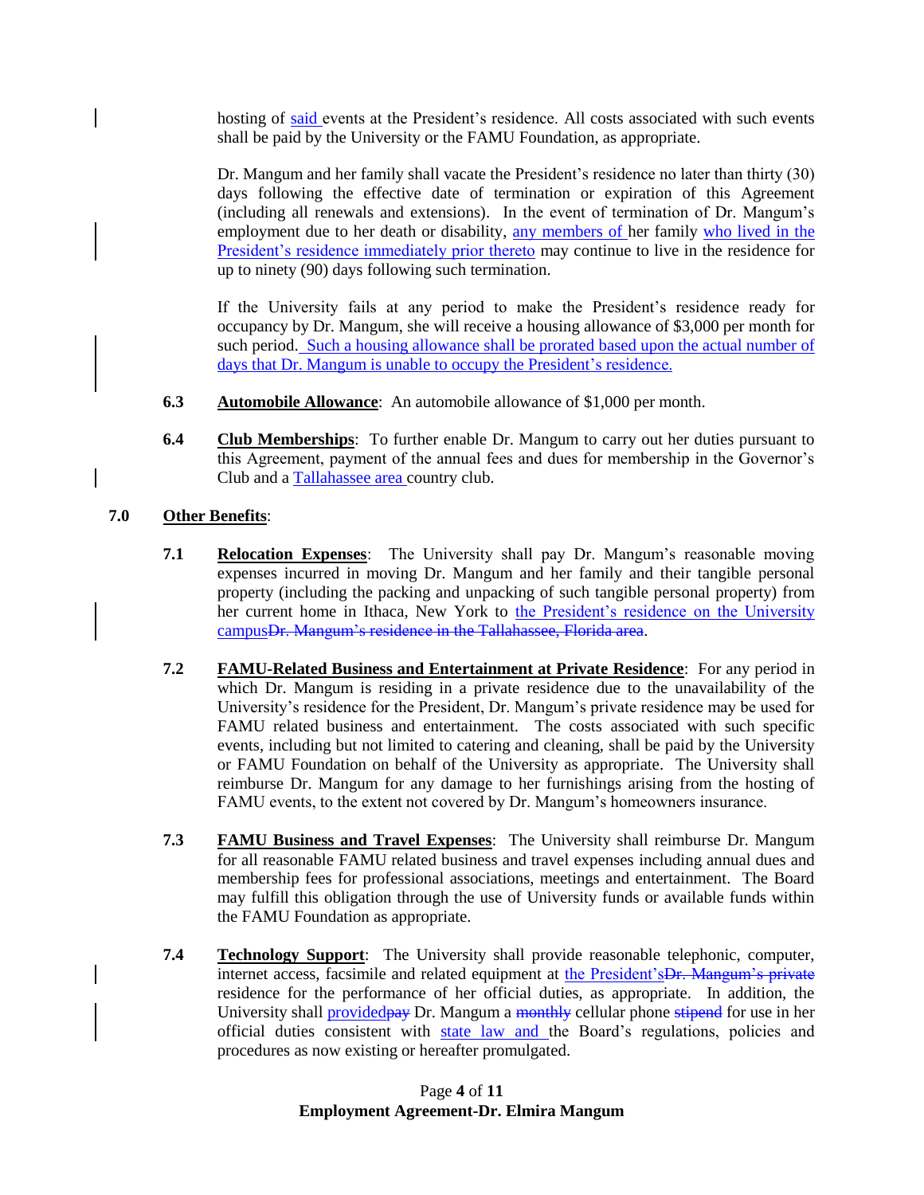hosting of said events at the President's residence. All costs associated with such events shall be paid by the University or the FAMU Foundation, as appropriate.

Dr. Mangum and her family shall vacate the President's residence no later than thirty (30) days following the effective date of termination or expiration of this Agreement (including all renewals and extensions). In the event of termination of Dr. Mangum's employment due to her death or disability, any members of her family who lived in the President's residence immediately prior thereto may continue to live in the residence for up to ninety (90) days following such termination.

If the University fails at any period to make the President's residence ready for occupancy by Dr. Mangum, she will receive a housing allowance of $3,000 per month for such period. Such a housing allowance shall be prorated based upon the actual number of days that Dr. Mangum is unable to occupy the President's residence.

**6.3** **Automobile Allowance**: An automobile allowance of $1,000 per month.

**6.4** **Club Memberships**: To further enable Dr. Mangum to carry out her duties pursuant to this Agreement, payment of the annual fees and dues for membership in the Governor's Club and a Tallahassee area country club.

## 7.0 Other Benefits:

**7.1** **Relocation Expenses**: The University shall pay Dr. Mangum's reasonable moving expenses incurred in moving Dr. Mangum and her family and their tangible personal property (including the packing and unpacking of such tangible personal property) from her current home in Ithaca, New York to the President's residence on the University campus~~Dr. Mangum's residence in the Tallahassee, Florida area~~.

**7.2** **FAMU-Related Business and Entertainment at Private Residence**: For any period in which Dr. Mangum is residing in a private residence due to the unavailability of the University's residence for the President, Dr. Mangum's private residence may be used for FAMU related business and entertainment. The costs associated with such specific events, including but not limited to catering and cleaning, shall be paid by the University or FAMU Foundation on behalf of the University as appropriate. The University shall reimburse Dr. Mangum for any damage to her furnishings arising from the hosting of FAMU events, to the extent not covered by Dr. Mangum's homeowners insurance.

**7.3** **FAMU Business and Travel Expenses**: The University shall reimburse Dr. Mangum for all reasonable FAMU related business and travel expenses including annual dues and membership fees for professional associations, meetings and entertainment. The Board may fulfill this obligation through the use of University funds or available funds within the FAMU Foundation as appropriate.

**7.4** **Technology Support**: The University shall provide reasonable telephonic, computer, internet access, facsimile and related equipment at the President's~~Dr. Mangum's private~~ residence for the performance of her official duties, as appropriate. In addition, the University shall provide~~pay~~ Dr. Mangum a ~~monthly~~ cellular phone ~~stipend~~ for use in her official duties consistent with state law and the Board's regulations, policies and procedures as now existing or hereafter promulgated.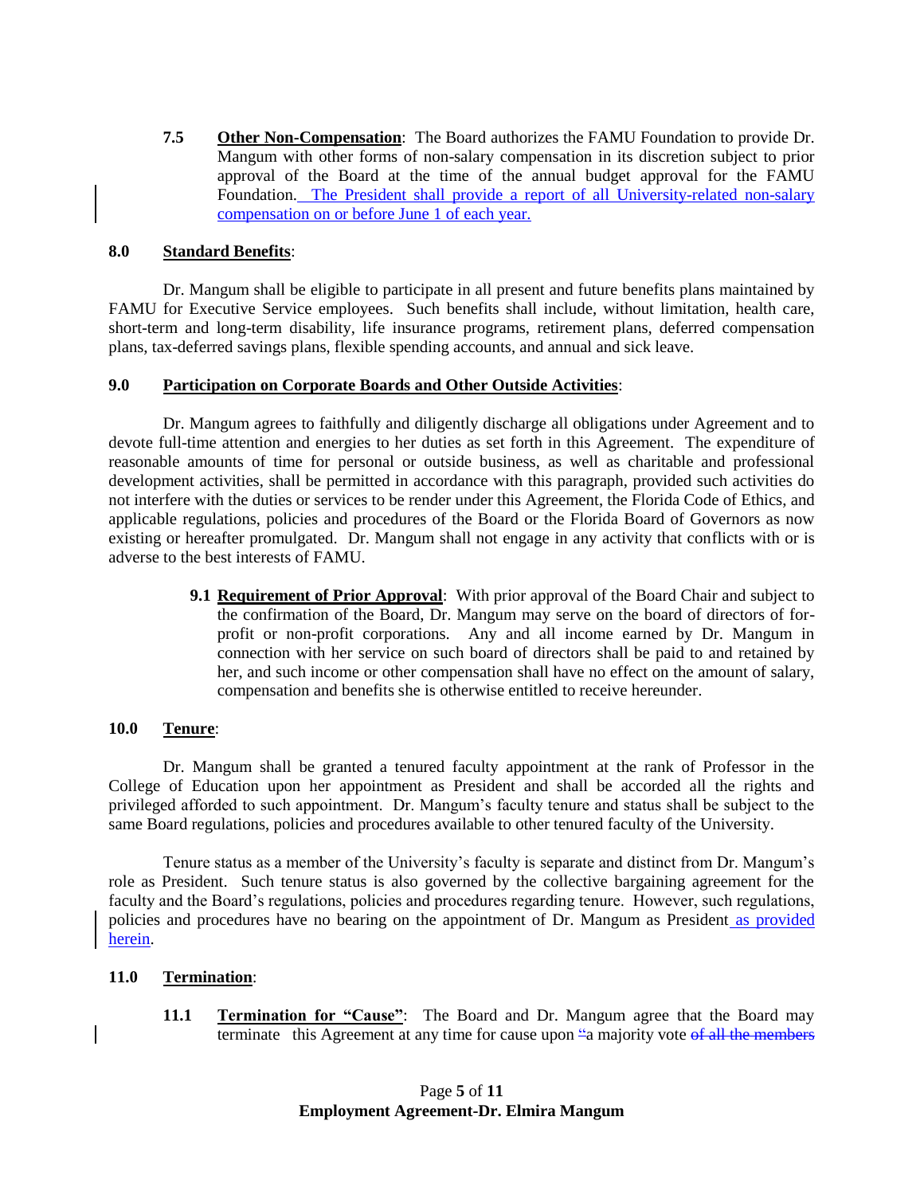**7.5 Other Non-Compensation**: The Board authorizes the FAMU Foundation to provide Dr. Mangum with other forms of non-salary compensation in its discretion subject to prior approval of the Board at the time of the annual budget approval for the FAMU Foundation. The President shall provide a report of all University-related non-salary compensation on or before June 1 of each year.

**8.0 Standard Benefits**:

Dr. Mangum shall be eligible to participate in all present and future benefits plans maintained by FAMU for Executive Service employees. Such benefits shall include, without limitation, health care, short-term and long-term disability, life insurance programs, retirement plans, deferred compensation plans, tax-deferred savings plans, flexible spending accounts, and annual and sick leave.

**9.0 Participation on Corporate Boards and Other Outside Activities**:

Dr. Mangum agrees to faithfully and diligently discharge all obligations under Agreement and to devote full-time attention and energies to her duties as set forth in this Agreement. The expenditure of reasonable amounts of time for personal or outside business, as well as charitable and professional development activities, shall be permitted in accordance with this paragraph, provided such activities do not interfere with the duties or services to be render under this Agreement, the Florida Code of Ethics, and applicable regulations, policies and procedures of the Board or the Florida Board of Governors as now existing or hereafter promulgated. Dr. Mangum shall not engage in any activity that conflicts with or is adverse to the best interests of FAMU.

**9.1 Requirement of Prior Approval**: With prior approval of the Board Chair and subject to the confirmation of the Board, Dr. Mangum may serve on the board of directors of for-profit or non-profit corporations. Any and all income earned by Dr. Mangum in connection with her service on such board of directors shall be paid to and retained by her, and such income or other compensation shall have no effect on the amount of salary, compensation and benefits she is otherwise entitled to receive hereunder.

**10.0 Tenure**:

Dr. Mangum shall be granted a tenured faculty appointment at the rank of Professor in the College of Education upon her appointment as President and shall be accorded all the rights and privileged afforded to such appointment. Dr. Mangum's faculty tenure and status shall be subject to the same Board regulations, policies and procedures available to other tenured faculty of the University.

Tenure status as a member of the University's faculty is separate and distinct from Dr. Mangum's role as President. Such tenure status is also governed by the collective bargaining agreement for the faculty and the Board's regulations, policies and procedures regarding tenure. However, such regulations, policies and procedures have no bearing on the appointment of Dr. Mangum as President as provided herein.

**11.0 Termination**:

**11.1 Termination for "Cause"**: The Board and Dr. Mangum agree that the Board may terminate this Agreement at any time for cause upon "a majority vote ~~of all the members~~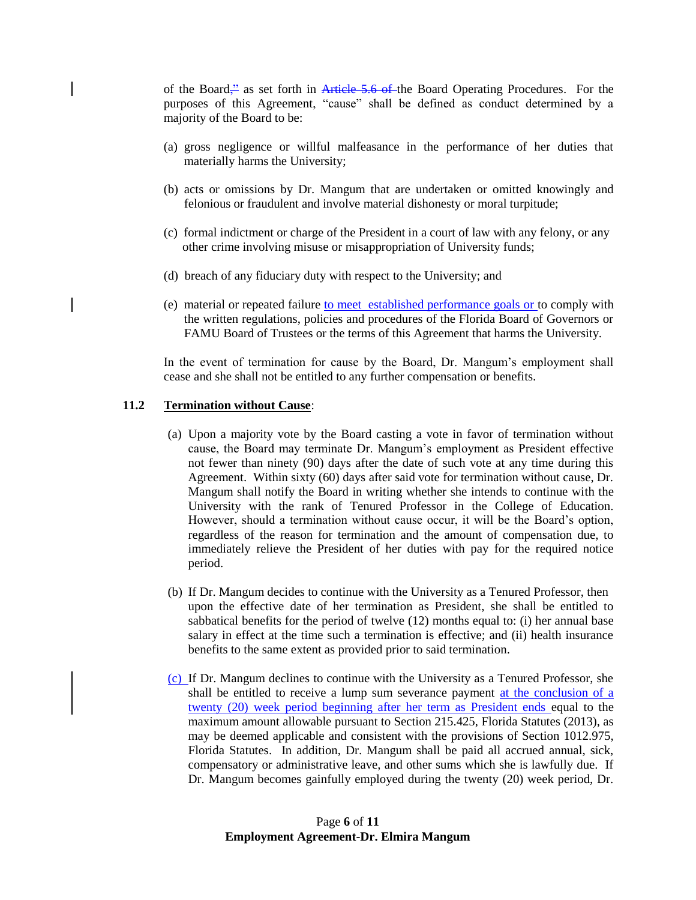of the Board," as set forth in ~~Article 5.6 of~~ the Board Operating Procedures. For the purposes of this Agreement, "cause" shall be defined as conduct determined by a majority of the Board to be:

(a) gross negligence or willful malfeasance in the performance of her duties that materially harms the University;

(b) acts or omissions by Dr. Mangum that are undertaken or omitted knowingly and felonious or fraudulent and involve material dishonesty or moral turpitude;

(c) formal indictment or charge of the President in a court of law with any felony, or any other crime involving misuse or misappropriation of University funds;

(d) breach of any fiduciary duty with respect to the University; and

(e) material or repeated failure to meet established performance goals or to comply with the written regulations, policies and procedures of the Florida Board of Governors or FAMU Board of Trustees or the terms of this Agreement that harms the University.

In the event of termination for cause by the Board, Dr. Mangum's employment shall cease and she shall not be entitled to any further compensation or benefits.

**11.2 <u>Termination without Cause</u>**:

(a) Upon a majority vote by the Board casting a vote in favor of termination without cause, the Board may terminate Dr. Mangum's employment as President effective not fewer than ninety (90) days after the date of such vote at any time during this Agreement. Within sixty (60) days after said vote for termination without cause, Dr. Mangum shall notify the Board in writing whether she intends to continue with the University with the rank of Tenured Professor in the College of Education. However, should a termination without cause occur, it will be the Board's option, regardless of the reason for termination and the amount of compensation due, to immediately relieve the President of her duties with pay for the required notice period.

(b) If Dr. Mangum decides to continue with the University as a Tenured Professor, then upon the effective date of her termination as President, she shall be entitled to sabbatical benefits for the period of twelve (12) months equal to: (i) her annual base salary in effect at the time such a termination is effective; and (ii) health insurance benefits to the same extent as provided prior to said termination.

(c) If Dr. Mangum declines to continue with the University as a Tenured Professor, she shall be entitled to receive a lump sum severance payment at the conclusion of a twenty (20) week period beginning after her term as President ends equal to the maximum amount allowable pursuant to Section 215.425, Florida Statutes (2013), as may be deemed applicable and consistent with the provisions of Section 1012.975, Florida Statutes. In addition, Dr. Mangum shall be paid all accrued annual, sick, compensatory or administrative leave, and other sums which she is lawfully due. If Dr. Mangum becomes gainfully employed during the twenty (20) week period, Dr.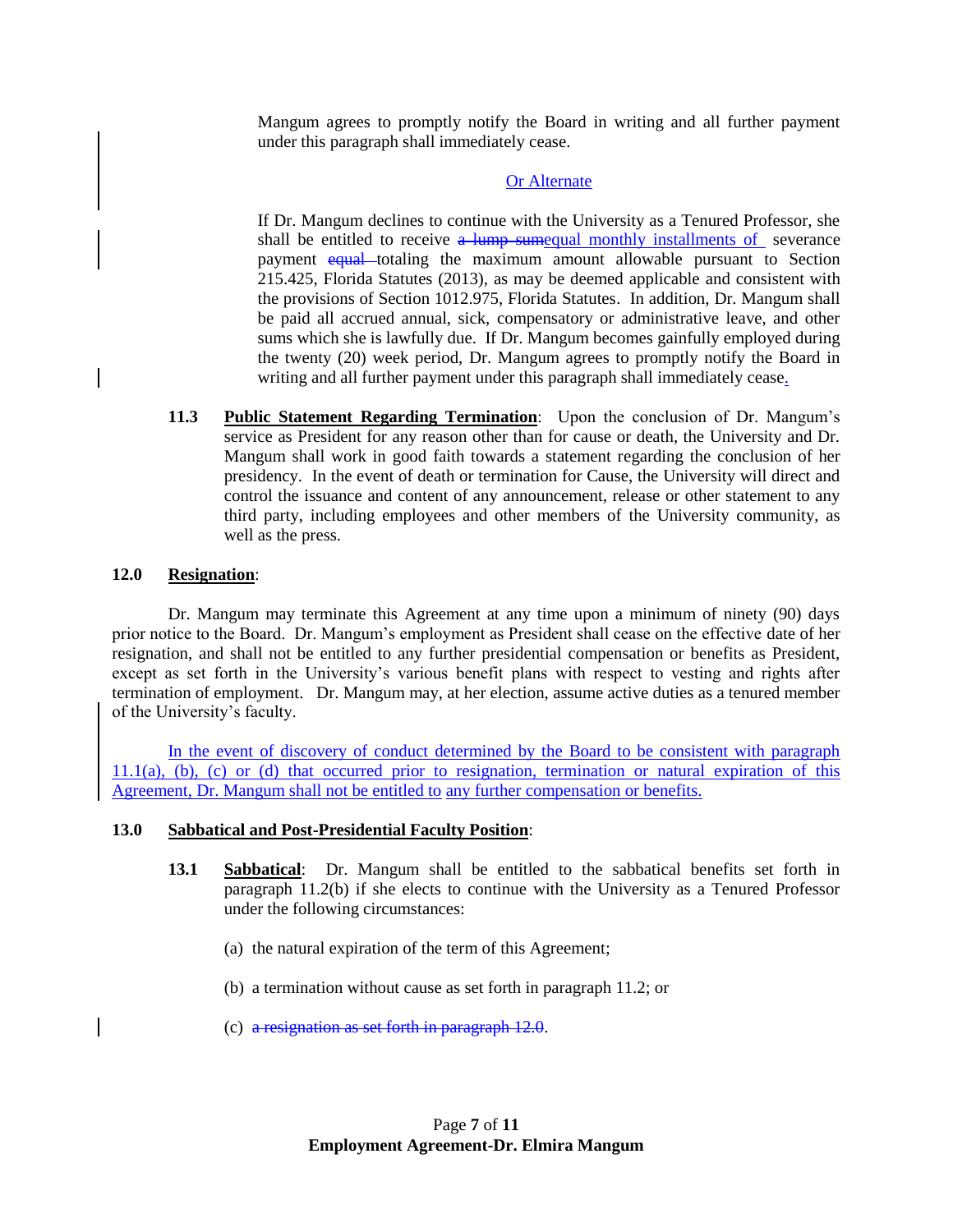Mangum agrees to promptly notify the Board in writing and all further payment under this paragraph shall immediately cease.

Or Alternate

If Dr. Mangum declines to continue with the University as a Tenured Professor, she shall be entitled to receive ~~a lump sum~~equal monthly installments of severance payment ~~equal~~ totaling the maximum amount allowable pursuant to Section 215.425, Florida Statutes (2013), as may be deemed applicable and consistent with the provisions of Section 1012.975, Florida Statutes. In addition, Dr. Mangum shall be paid all accrued annual, sick, compensatory or administrative leave, and other sums which she is lawfully due. If Dr. Mangum becomes gainfully employed during the twenty (20) week period, Dr. Mangum agrees to promptly notify the Board in writing and all further payment under this paragraph shall immediately cease.

**11.3** **Public Statement Regarding Termination**: Upon the conclusion of Dr. Mangum's service as President for any reason other than for cause or death, the University and Dr. Mangum shall work in good faith towards a statement regarding the conclusion of her presidency. In the event of death or termination for Cause, the University will direct and control the issuance and content of any announcement, release or other statement to any third party, including employees and other members of the University community, as well as the press.

**12.0** **Resignation**:

Dr. Mangum may terminate this Agreement at any time upon a minimum of ninety (90) days prior notice to the Board. Dr. Mangum's employment as President shall cease on the effective date of her resignation, and shall not be entitled to any further presidential compensation or benefits as President, except as set forth in the University's various benefit plans with respect to vesting and rights after termination of employment. Dr. Mangum may, at her election, assume active duties as a tenured member of the University's faculty.

In the event of discovery of conduct determined by the Board to be consistent with paragraph 11.1(a), (b), (c) or (d) that occurred prior to resignation, termination or natural expiration of this Agreement, Dr. Mangum shall not be entitled to any further compensation or benefits.

**13.0** **Sabbatical and Post-Presidential Faculty Position**:

**13.1** **Sabbatical**: Dr. Mangum shall be entitled to the sabbatical benefits set forth in paragraph 11.2(b) if she elects to continue with the University as a Tenured Professor under the following circumstances:

(a) the natural expiration of the term of this Agreement;

(b) a termination without cause as set forth in paragraph 11.2; or

(c) ~~a resignation as set forth in paragraph 12.0~~.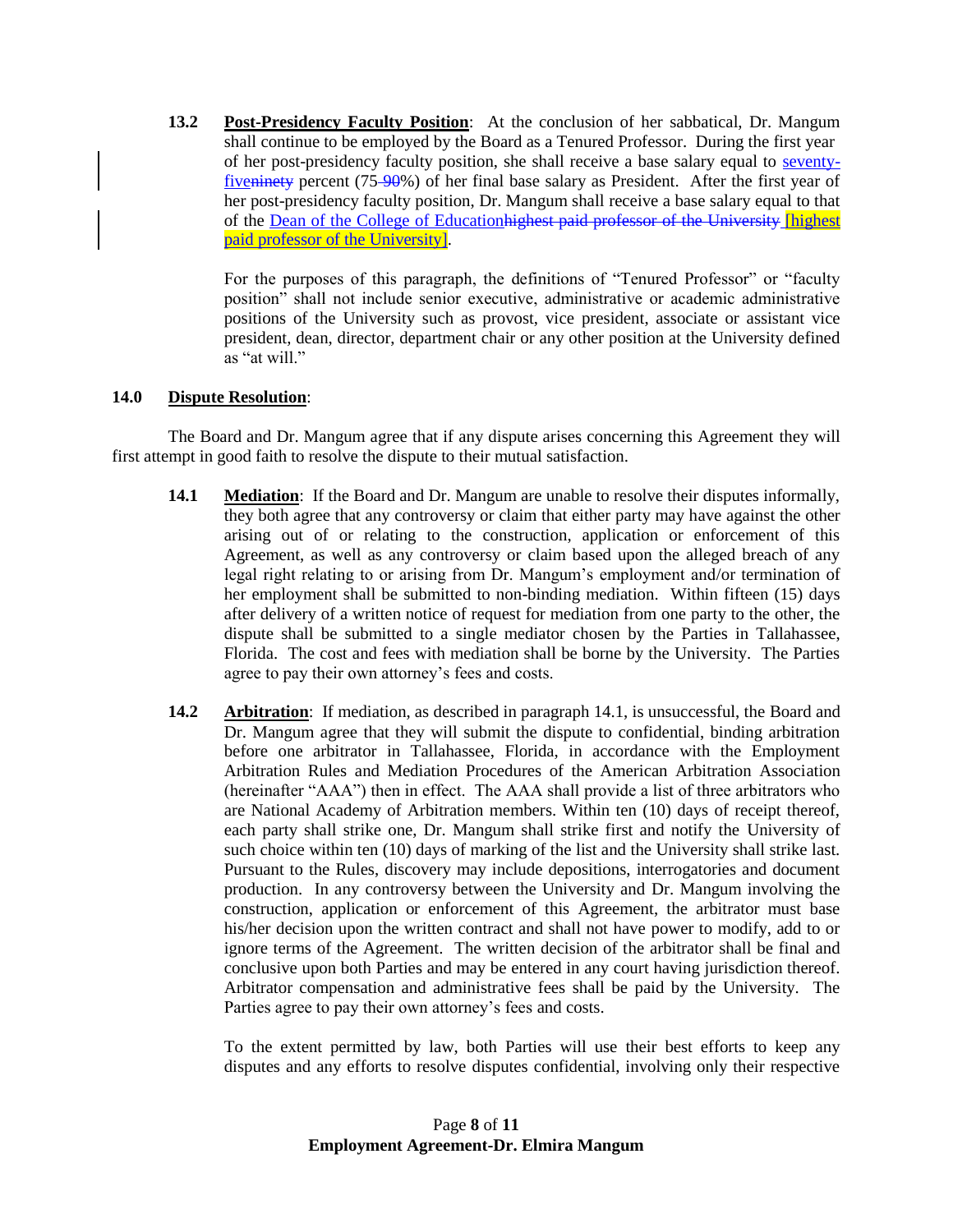**13.2 Post-Presidency Faculty Position**: At the conclusion of her sabbatical, Dr. Mangum shall continue to be employed by the Board as a Tenured Professor. During the first year of her post-presidency faculty position, she shall receive a base salary equal to seventy-five~~ninety~~ percent (75 ~~90~~%) of her final base salary as President. After the first year of her post-presidency faculty position, Dr. Mangum shall receive a base salary equal to that of the Dean of the College of Education~~highest paid professor of the University~~ [highest paid professor of the University].

For the purposes of this paragraph, the definitions of "Tenured Professor" or "faculty position" shall not include senior executive, administrative or academic administrative positions of the University such as provost, vice president, associate or assistant vice president, dean, director, department chair or any other position at the University defined as "at will."

## 14.0 Dispute Resolution:

The Board and Dr. Mangum agree that if any dispute arises concerning this Agreement they will first attempt in good faith to resolve the dispute to their mutual satisfaction.

**14.1 Mediation**: If the Board and Dr. Mangum are unable to resolve their disputes informally, they both agree that any controversy or claim that either party may have against the other arising out of or relating to the construction, application or enforcement of this Agreement, as well as any controversy or claim based upon the alleged breach of any legal right relating to or arising from Dr. Mangum's employment and/or termination of her employment shall be submitted to non-binding mediation. Within fifteen (15) days after delivery of a written notice of request for mediation from one party to the other, the dispute shall be submitted to a single mediator chosen by the Parties in Tallahassee, Florida. The cost and fees with mediation shall be borne by the University. The Parties agree to pay their own attorney's fees and costs.

**14.2 Arbitration**: If mediation, as described in paragraph 14.1, is unsuccessful, the Board and Dr. Mangum agree that they will submit the dispute to confidential, binding arbitration before one arbitrator in Tallahassee, Florida, in accordance with the Employment Arbitration Rules and Mediation Procedures of the American Arbitration Association (hereinafter "AAA") then in effect. The AAA shall provide a list of three arbitrators who are National Academy of Arbitration members. Within ten (10) days of receipt thereof, each party shall strike one, Dr. Mangum shall strike first and notify the University of such choice within ten (10) days of marking of the list and the University shall strike last. Pursuant to the Rules, discovery may include depositions, interrogatories and document production. In any controversy between the University and Dr. Mangum involving the construction, application or enforcement of this Agreement, the arbitrator must base his/her decision upon the written contract and shall not have power to modify, add to or ignore terms of the Agreement. The written decision of the arbitrator shall be final and conclusive upon both Parties and may be entered in any court having jurisdiction thereof. Arbitrator compensation and administrative fees shall be paid by the University. The Parties agree to pay their own attorney's fees and costs.

To the extent permitted by law, both Parties will use their best efforts to keep any disputes and any efforts to resolve disputes confidential, involving only their respective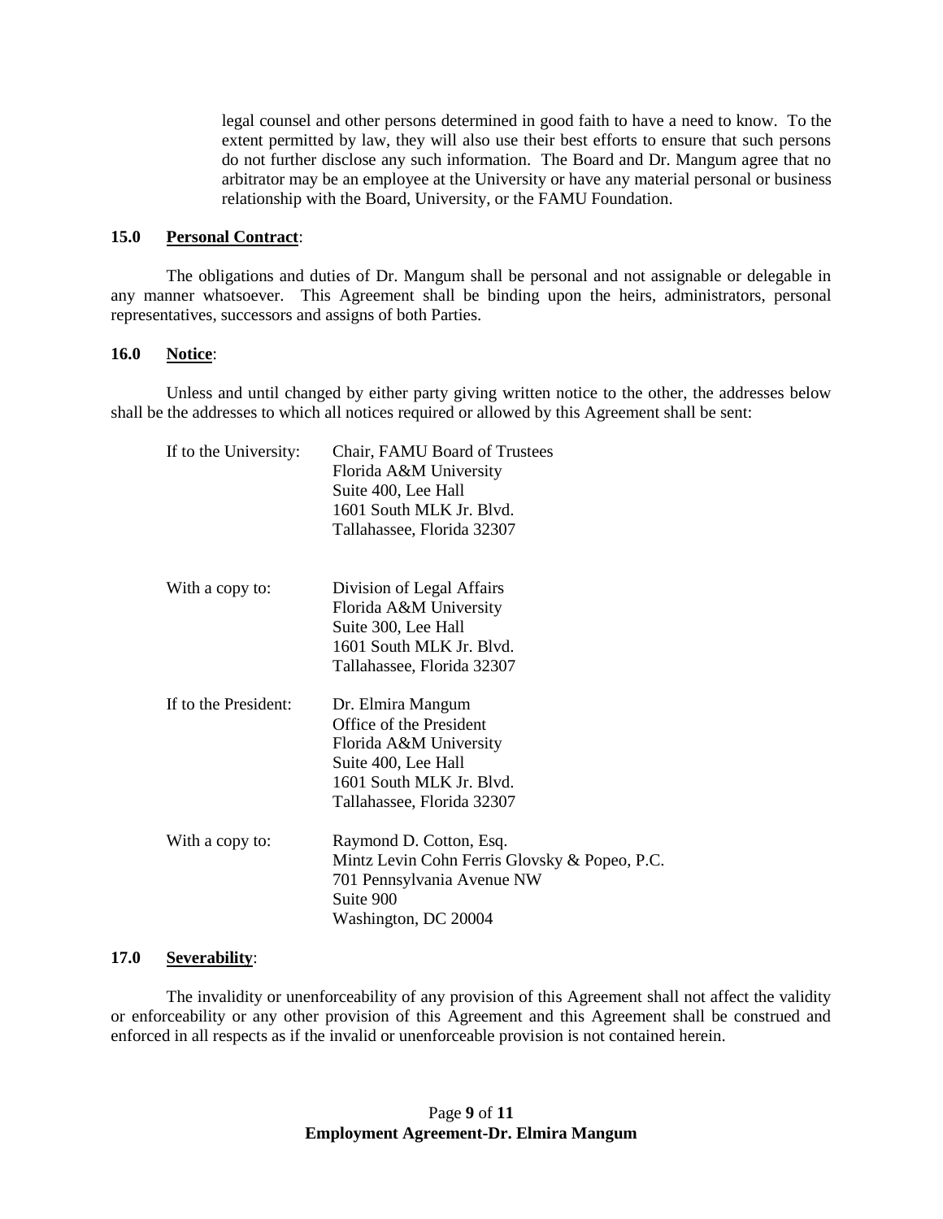legal counsel and other persons determined in good faith to have a need to know. To the extent permitted by law, they will also use their best efforts to ensure that such persons do not further disclose any such information. The Board and Dr. Mangum agree that no arbitrator may be an employee at the University or have any material personal or business relationship with the Board, University, or the FAMU Foundation.

**15.0 Personal Contract**:

The obligations and duties of Dr. Mangum shall be personal and not assignable or delegable in any manner whatsoever. This Agreement shall be binding upon the heirs, administrators, personal representatives, successors and assigns of both Parties.

**16.0 Notice**:

Unless and until changed by either party giving written notice to the other, the addresses below shall be the addresses to which all notices required or allowed by this Agreement shall be sent:

If to the University:
Chair, FAMU Board of Trustees
Florida A&M University
Suite 400, Lee Hall
1601 South MLK Jr. Blvd.
Tallahassee, Florida 32307

With a copy to:
Division of Legal Affairs
Florida A&M University
Suite 300, Lee Hall
1601 South MLK Jr. Blvd.
Tallahassee, Florida 32307

If to the President:
Dr. Elmira Mangum
Office of the President
Florida A&M University
Suite 400, Lee Hall
1601 South MLK Jr. Blvd.
Tallahassee, Florida 32307

With a copy to:
Raymond D. Cotton, Esq.
Mintz Levin Cohn Ferris Glovsky & Popeo, P.C.
701 Pennsylvania Avenue NW
Suite 900
Washington, DC 20004

**17.0 Severability**:

The invalidity or unenforceability of any provision of this Agreement shall not affect the validity or enforceability or any other provision of this Agreement and this Agreement shall be construed and enforced in all respects as if the invalid or unenforceable provision is not contained herein.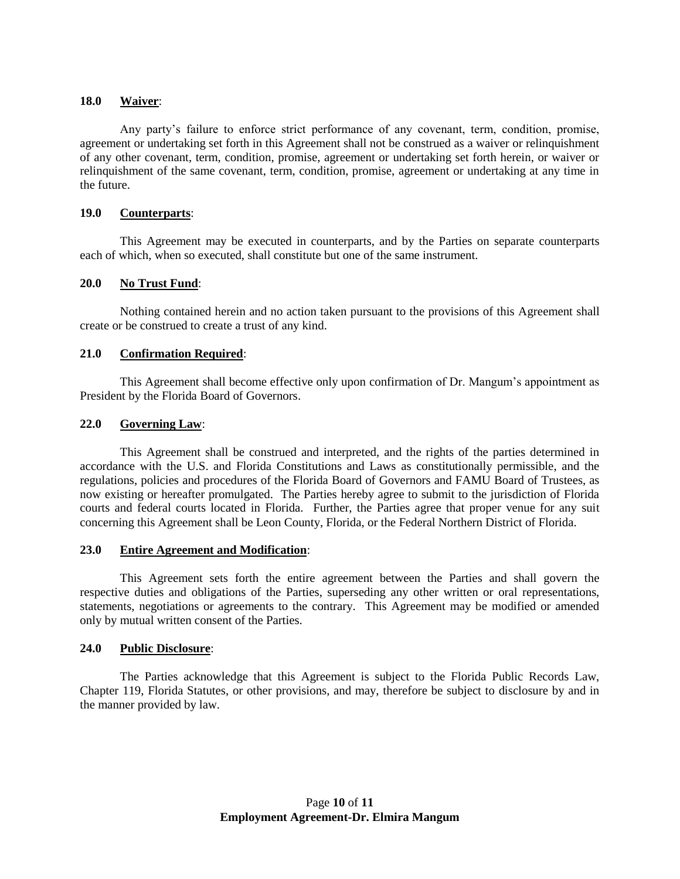**18.0 Waiver**:

Any party's failure to enforce strict performance of any covenant, term, condition, promise, agreement or undertaking set forth in this Agreement shall not be construed as a waiver or relinquishment of any other covenant, term, condition, promise, agreement or undertaking set forth herein, or waiver or relinquishment of the same covenant, term, condition, promise, agreement or undertaking at any time in the future.

**19.0 Counterparts**:

This Agreement may be executed in counterparts, and by the Parties on separate counterparts each of which, when so executed, shall constitute but one of the same instrument.

**20.0 No Trust Fund**:

Nothing contained herein and no action taken pursuant to the provisions of this Agreement shall create or be construed to create a trust of any kind.

**21.0 Confirmation Required**:

This Agreement shall become effective only upon confirmation of Dr. Mangum's appointment as President by the Florida Board of Governors.

**22.0 Governing Law**:

This Agreement shall be construed and interpreted, and the rights of the parties determined in accordance with the U.S. and Florida Constitutions and Laws as constitutionally permissible, and the regulations, policies and procedures of the Florida Board of Governors and FAMU Board of Trustees, as now existing or hereafter promulgated. The Parties hereby agree to submit to the jurisdiction of Florida courts and federal courts located in Florida. Further, the Parties agree that proper venue for any suit concerning this Agreement shall be Leon County, Florida, or the Federal Northern District of Florida.

**23.0 Entire Agreement and Modification**:

This Agreement sets forth the entire agreement between the Parties and shall govern the respective duties and obligations of the Parties, superseding any other written or oral representations, statements, negotiations or agreements to the contrary. This Agreement may be modified or amended only by mutual written consent of the Parties.

**24.0 Public Disclosure**:

The Parties acknowledge that this Agreement is subject to the Florida Public Records Law, Chapter 119, Florida Statutes, or other provisions, and may, therefore be subject to disclosure by and in the manner provided by law.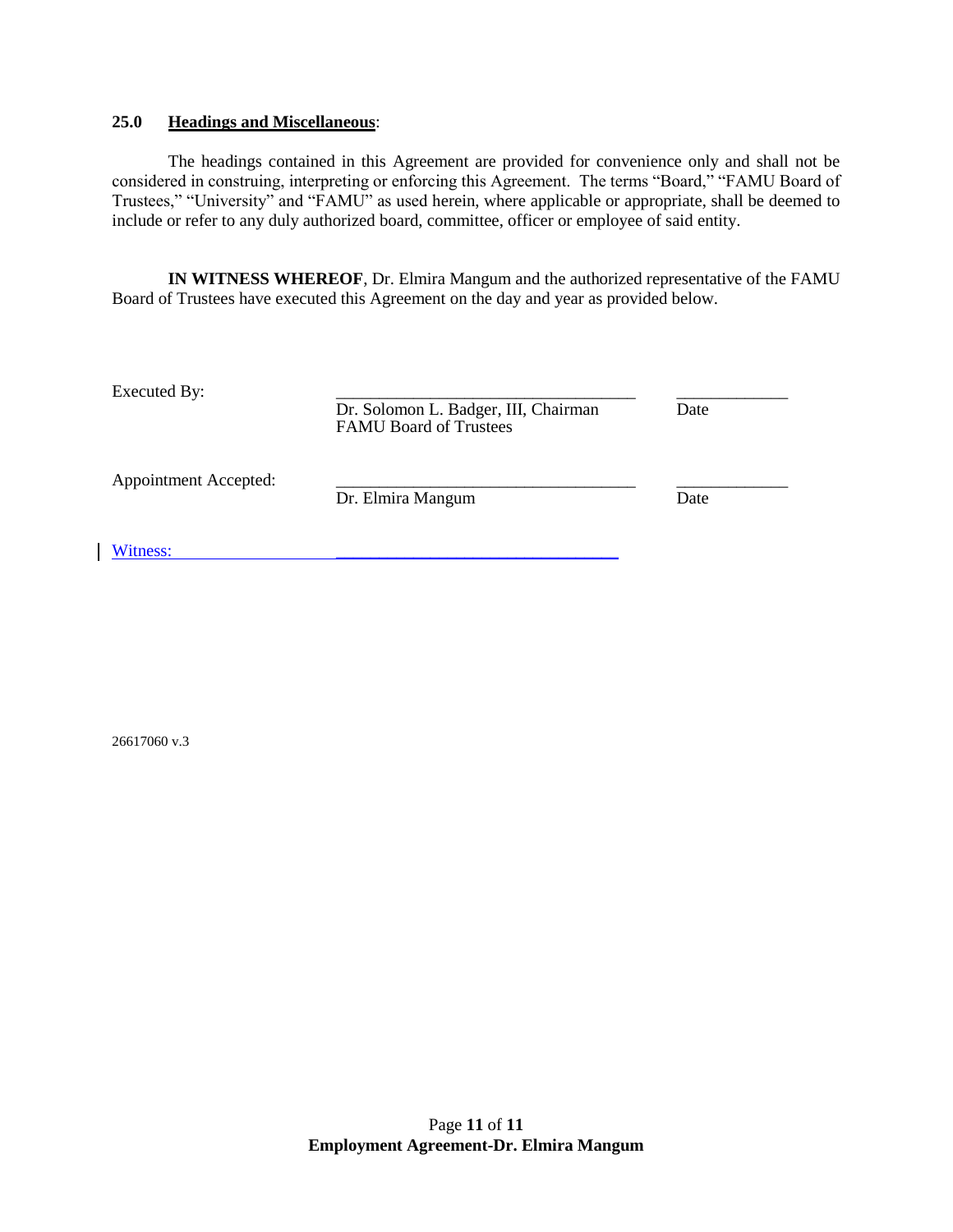**25.0 Headings and Miscellaneous**:

The headings contained in this Agreement are provided for convenience only and shall not be considered in construing, interpreting or enforcing this Agreement. The terms "Board," "FAMU Board of Trustees," "University" and "FAMU" as used herein, where applicable or appropriate, shall be deemed to include or refer to any duly authorized board, committee, officer or employee of said entity.

**IN WITNESS WHEREOF**, Dr. Elmira Mangum and the authorized representative of the FAMU Board of Trustees have executed this Agreement on the day and year as provided below.

Executed By: ___________________________________ _____________
Dr. Solomon L. Badger, III, Chairman — Date
FAMU Board of Trustees

Appointment Accepted: ___________________________________ _____________
Dr. Elmira Mangum — Date

Witness: ___________________________________

26617060 v.3